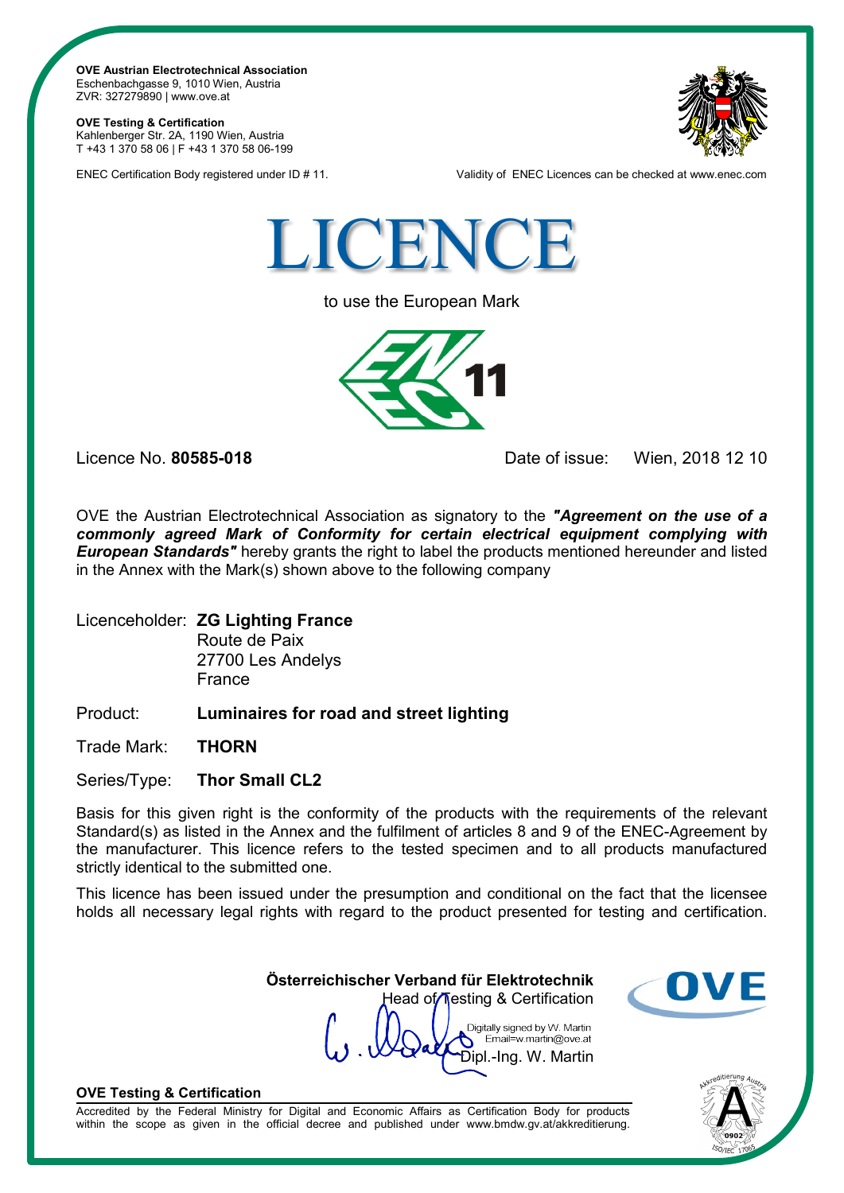**OVE Austrian Electrotechnical Association**
Eschenbachgasse 9, 1010 Wien, Austria
ZVR: 327279890 | www.ove.at

**OVE Testing & Certification**
Kahlenberger Str. 2A, 1190 Wien, Austria
T +43 1 370 58 06 | F +43 1 370 58 06-199

ENEC Certification Body registered under ID # 11.

Validity of ENEC Licences can be checked at www.enec.com

# LICENCE

to use the European Mark

11

Licence No. **80585-018**

Date of issue: Wien, 2018 12 10

OVE the Austrian Electrotechnical Association as signatory to the ***"Agreement on the use of a commonly agreed Mark of Conformity for certain electrical equipment complying with European Standards"*** hereby grants the right to label the products mentioned hereunder and listed in the Annex with the Mark(s) shown above to the following company

Licenceholder: **ZG Lighting France**
Route de Paix
27700 Les Andelys
France

Product: **Luminaires for road and street lighting**

Trade Mark: **THORN**

Series/Type: **Thor Small CL2**

Basis for this given right is the conformity of the products with the requirements of the relevant Standard(s) as listed in the Annex and the fulfilment of articles 8 and 9 of the ENEC-Agreement by the manufacturer. This licence refers to the tested specimen and to all products manufactured strictly identical to the submitted one.

This licence has been issued under the presumption and conditional on the fact that the licensee holds all necessary legal rights with regard to the product presented for testing and certification.

**Österreichischer Verband für Elektrotechnik**
Head of Testing & Certification

Digitally signed by W. Martin
Email=w.martin@ove.at
Dipl.-Ing. W. Martin

**OVE Testing & Certification**

Accredited by the Federal Ministry for Digital and Economic Affairs as Certification Body for products within the scope as given in the official decree and published under www.bmdw.gv.at/akkreditierung.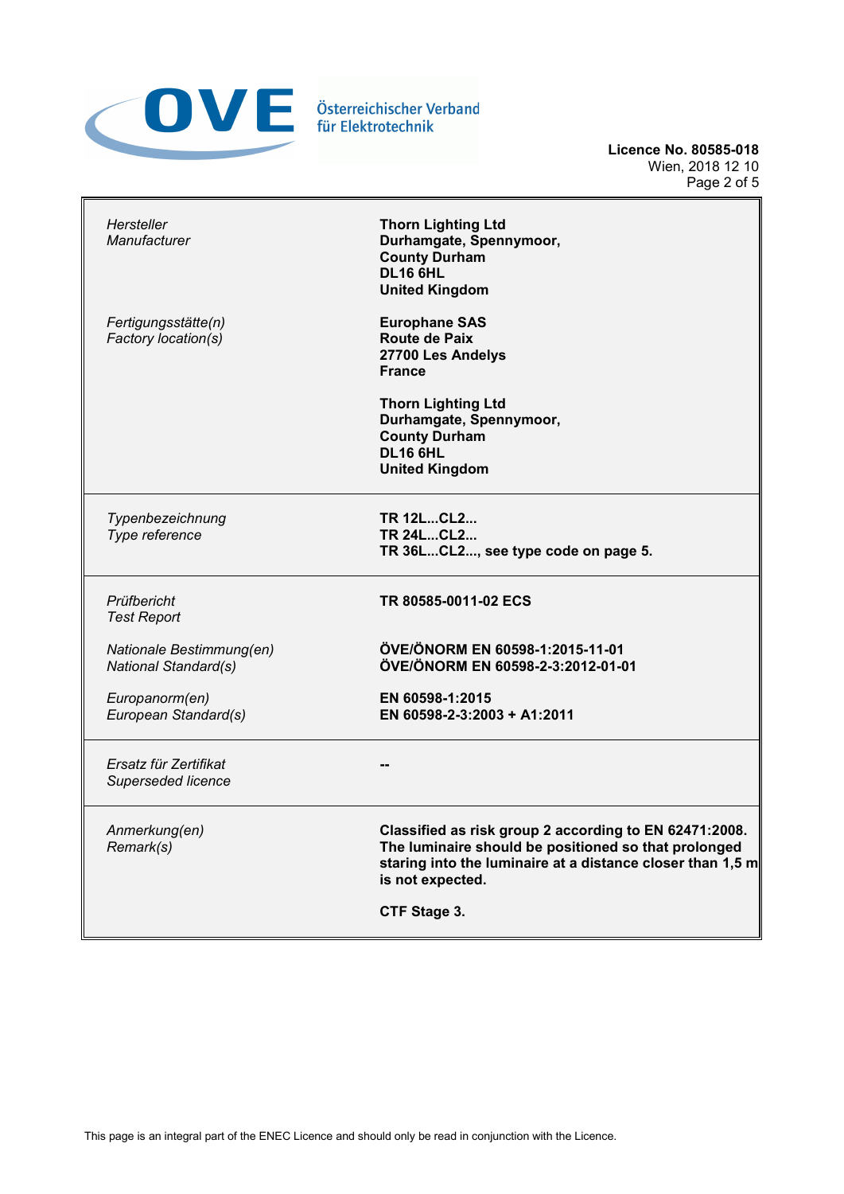Österreichischer Verband für Elektrotechnik

**Licence No. 80585-018**
Wien, 2018 12 10

| | |
|---|---|
| *Hersteller*<br>*Manufacturer* | **Thorn Lighting Ltd**<br>**Durhamgate, Spennymoor,**<br>**County Durham**<br>**DL16 6HL**<br>**United Kingdom** |
| *Fertigungsstätte(n)*<br>*Factory location(s)* | **Europhane SAS**<br>**Route de Paix**<br>**27700 Les Andelys**<br>**France**<br><br>**Thorn Lighting Ltd**<br>**Durhamgate, Spennymoor,**<br>**County Durham**<br>**DL16 6HL**<br>**United Kingdom** |
| *Typenbezeichnung*<br>*Type reference* | **TR 12L...CL2...**<br>**TR 24L...CL2...**<br>**TR 36L...CL2..., see type code on page 5.** |
| *Prüfbericht*<br>*Test Report* | **TR 80585-0011-02 ECS** |
| *Nationale Bestimmung(en)*<br>*National Standard(s)* | **ÖVE/ÖNORM EN 60598-1:2015-11-01**<br>**ÖVE/ÖNORM EN 60598-2-3:2012-01-01** |
| *Europanorm(en)*<br>*European Standard(s)* | **EN 60598-1:2015**<br>**EN 60598-2-3:2003 + A1:2011** |
| *Ersatz für Zertifikat*<br>*Superseded licence* | **--** |
| *Anmerkung(en)*<br>*Remark(s)* | **Classified as risk group 2 according to EN 62471:2008. The luminaire should be positioned so that prolonged staring into the luminaire at a distance closer than 1,5 m is not expected.**<br><br>**CTF Stage 3.** |

This page is an integral part of the ENEC Licence and should only be read in conjunction with the Licence.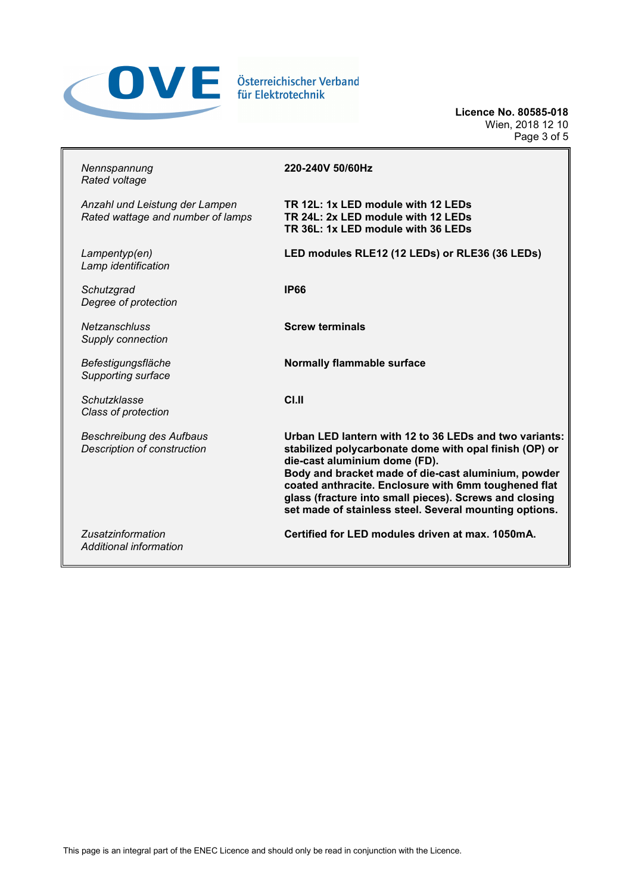Licence No. 80585-018
Wien, 2018 12 10

| | |
|---|---|
| *Nennspannung*<br>*Rated voltage* | **220-240V 50/60Hz** |
| *Anzahl und Leistung der Lampen*<br>*Rated wattage and number of lamps* | **TR 12L: 1x LED module with 12 LEDs**<br>**TR 24L: 2x LED module with 12 LEDs**<br>**TR 36L: 1x LED module with 36 LEDs** |
| *Lampentyp(en)*<br>*Lamp identification* | **LED modules RLE12 (12 LEDs) or RLE36 (36 LEDs)** |
| *Schutzgrad*<br>*Degree of protection* | **IP66** |
| *Netzanschluss*<br>*Supply connection* | **Screw terminals** |
| *Befestigungsfläche*<br>*Supporting surface* | **Normally flammable surface** |
| *Schutzklasse*<br>*Class of protection* | **Cl.II** |
| *Beschreibung des Aufbaus*<br>*Description of construction* | **Urban LED lantern with 12 to 36 LEDs and two variants: stabilized polycarbonate dome with opal finish (OP) or die-cast aluminium dome (FD).**<br>**Body and bracket made of die-cast aluminium, powder coated anthracite. Enclosure with 6mm toughened flat glass (fracture into small pieces). Screws and closing set made of stainless steel. Several mounting options.** |
| *Zusatzinformation*<br>*Additional information* | **Certified for LED modules driven at max. 1050mA.** |

This page is an integral part of the ENEC Licence and should only be read in conjunction with the Licence.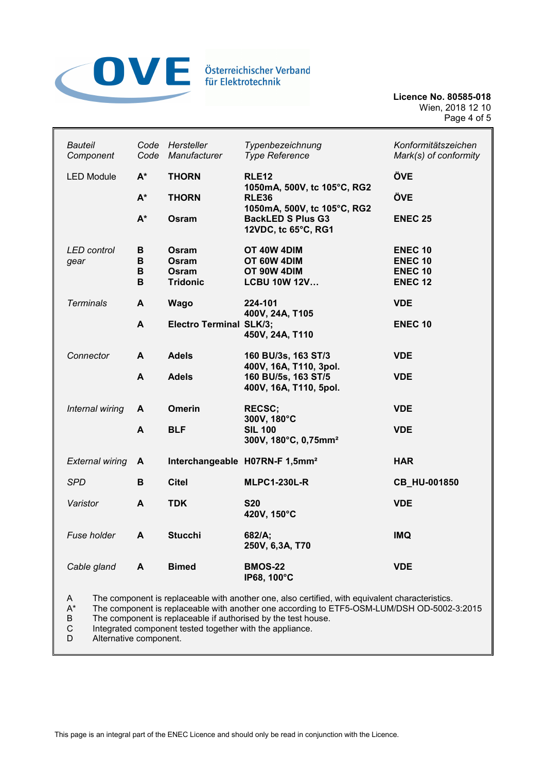Österreichischer Verband für Elektrotechnik

**Licence No. 80585-018**
Wien, 2018 12 10

| *Bauteil* *Component* | *Code* *Code* | *Hersteller* *Manufacturer* | *Typenbezeichnung* *Type Reference* | *Konformitätszeichen* *Mark(s) of conformity* |
|---|---|---|---|---|
| LED Module | **A*** | **THORN** | **RLE12** **1050mA, 500V, tc 105°C, RG2** | **ÖVE** |
| | **A*** | **THORN** | **RLE36** **1050mA, 500V, tc 105°C, RG2** | **ÖVE** |
| | **A*** | **Osram** | **BackLED S Plus G3** **12VDC, tc 65°C, RG1** | **ENEC 25** |
| *LED control gear* | **B** | **Osram** | **OT 40W 4DIM** | **ENEC 10** |
| | **B** | **Osram** | **OT 60W 4DIM** | **ENEC 10** |
| | **B** | **Osram** | **OT 90W 4DIM** | **ENEC 10** |
| | **B** | **Tridonic** | **LCBU 10W 12V…** | **ENEC 12** |
| *Terminals* | **A** | **Wago** | **224-101** **400V, 24A, T105** | **VDE** |
| | **A** | **Electro Terminal** | **SLK/3;** **450V, 24A, T110** | **ENEC 10** |
| *Connector* | **A** | **Adels** | **160 BU/3s, 163 ST/3** **400V, 16A, T110, 3pol.** | **VDE** |
| | **A** | **Adels** | **160 BU/5s, 163 ST/5** **400V, 16A, T110, 5pol.** | **VDE** |
| *Internal wiring* | **A** | **Omerin** | **RECSC;** **300V, 180°C** | **VDE** |
| | **A** | **BLF** | **SIL 100** **300V, 180°C, 0,75mm²** | **VDE** |
| *External wiring* | **A** | **Interchangeable** | **H07RN-F 1,5mm²** | **HAR** |
| *SPD* | **B** | **Citel** | **MLPC1-230L-R** | **CB_HU-001850** |
| *Varistor* | **A** | **TDK** | **S20** **420V, 150°C** | **VDE** |
| *Fuse holder* | **A** | **Stucchi** | **682/A;** **250V, 6,3A, T70** | **IMQ** |
| *Cable gland* | **A** | **Bimed** | **BMOS-22** **IP68, 100°C** | **VDE** |

A The component is replaceable with another one, also certified, with equivalent characteristics.
A* The component is replaceable with another one according to ETF5-OSM-LUM/DSH OD-5002-3:2015
B The component is replaceable if authorised by the test house.
C Integrated component tested together with the appliance.
D Alternative component.

This page is an integral part of the ENEC Licence and should only be read in conjunction with the Licence.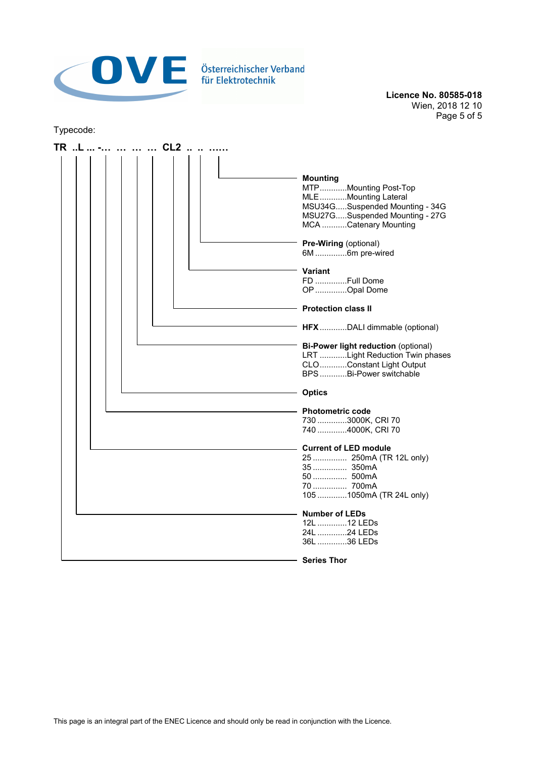Licence No. 80585-018
Wien, 2018 12 10

Typecode:

**TR ..L ... -… … … … CL2 .. .. ……**

**Mounting**
MTP............Mounting Post-Top
MLE............Mounting Lateral
MSU34G.....Suspended Mounting - 34G
MSU27G.....Suspended Mounting - 27G
MCA ...........Catenary Mounting

**Pre-Wiring** (optional)
6M ..............6m pre-wired

**Variant**
FD ..............Full Dome
OP ..............Opal Dome

**Protection class II**

**HFX**............DALI dimmable (optional)

**Bi-Power light reduction** (optional)
LRT ............Light Reduction Twin phases
CLO............Constant Light Output
BPS ............Bi-Power switchable

**Optics**

**Photometric code**
730 .............3000K, CRI 70
740 .............4000K, CRI 70

**Current of LED module**
25 ............... 250mA (TR 12L only)
35 ............... 350mA
50 ............... 500mA
70 ............... 700mA
105 .............1050mA (TR 24L only)

**Number of LEDs**
12L .............12 LEDs
24L .............24 LEDs
36L .............36 LEDs

**Series Thor**

This page is an integral part of the ENEC Licence and should only be read in conjunction with the Licence.